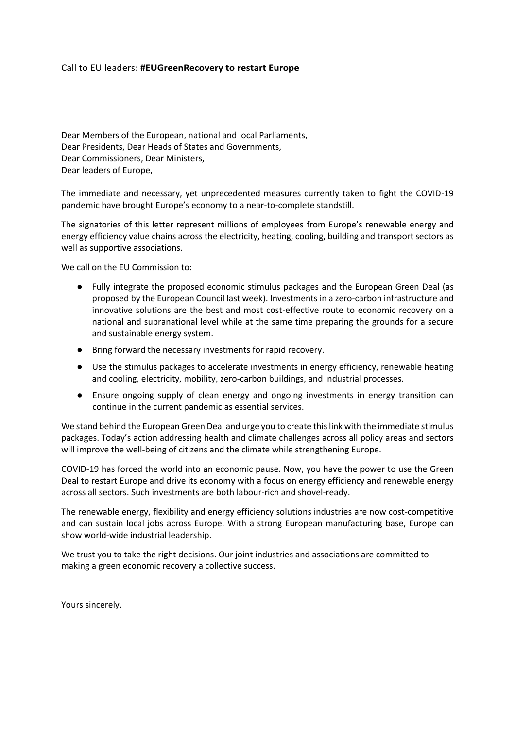Call to EU leaders: **#EUGreenRecovery to restart Europe**

Dear Members of the European, national and local Parliaments,
Dear Presidents, Dear Heads of States and Governments,
Dear Commissioners, Dear Ministers,
Dear leaders of Europe,

The immediate and necessary, yet unprecedented measures currently taken to fight the COVID-19 pandemic have brought Europe's economy to a near-to-complete standstill.

The signatories of this letter represent millions of employees from Europe's renewable energy and energy efficiency value chains across the electricity, heating, cooling, building and transport sectors as well as supportive associations.

We call on the EU Commission to:

- Fully integrate the proposed economic stimulus packages and the European Green Deal (as proposed by the European Council last week). Investments in a zero-carbon infrastructure and innovative solutions are the best and most cost-effective route to economic recovery on a national and supranational level while at the same time preparing the grounds for a secure and sustainable energy system.
- Bring forward the necessary investments for rapid recovery.
- Use the stimulus packages to accelerate investments in energy efficiency, renewable heating and cooling, electricity, mobility, zero-carbon buildings, and industrial processes.
- Ensure ongoing supply of clean energy and ongoing investments in energy transition can continue in the current pandemic as essential services.

We stand behind the European Green Deal and urge you to create this link with the immediate stimulus packages. Today's action addressing health and climate challenges across all policy areas and sectors will improve the well-being of citizens and the climate while strengthening Europe.

COVID-19 has forced the world into an economic pause. Now, you have the power to use the Green Deal to restart Europe and drive its economy with a focus on energy efficiency and renewable energy across all sectors. Such investments are both labour-rich and shovel-ready.

The renewable energy, flexibility and energy efficiency solutions industries are now cost-competitive and can sustain local jobs across Europe. With a strong European manufacturing base, Europe can show world-wide industrial leadership.

We trust you to take the right decisions. Our joint industries and associations are committed to making a green economic recovery a collective success.

Yours sincerely,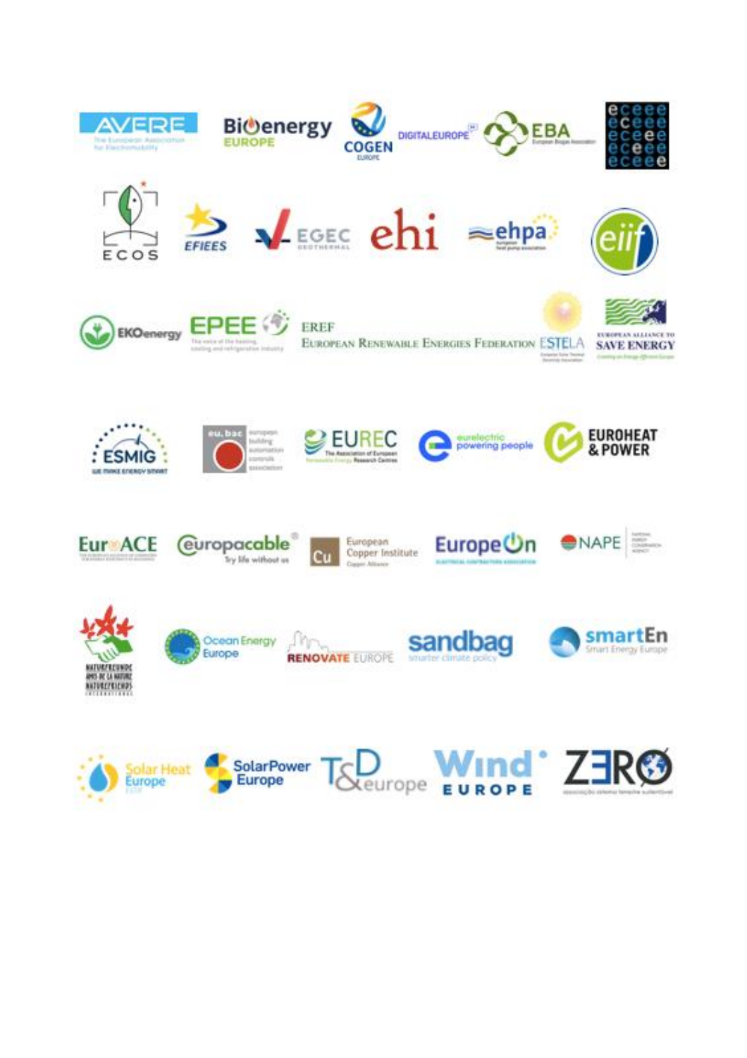AVERE
The European Association for Electromobility

Bioenergy EUROPE

COGEN EUROPE

DIGITALEUROPE

EBA European Biogas Association

eceee

ECOS

EFIEES

EGEC GEOTHERMAL

ehi

ehpa european heat pump association

eiif

EKOenergy

EPEE The voice of the heating, cooling and refrigeration industry

EREF European Renewable Energies Federation

ESTELA

European Alliance to Save Energy

ESMIG We make energy smart

eu.bac european building automation controls association

EUREC The Association of European Renewable Energy Research Centres

eurelectric powering people

EUROHEAT & POWER

EuroACE

europacable Try life without us

European Copper Institute Copper Alliance

EuropeOn

NAPE

Naturfreunde Amis de la Nature Naturefriends International

Ocean Energy Europe

RENOVATE EUROPE

sandbag smarter climate policy

smartEn Smart Energy Europe

Solar Heat Europe ESTIF

SolarPower Europe

T&D europe

Wind EUROPE

ZERO associação sistema terrestre sustentável